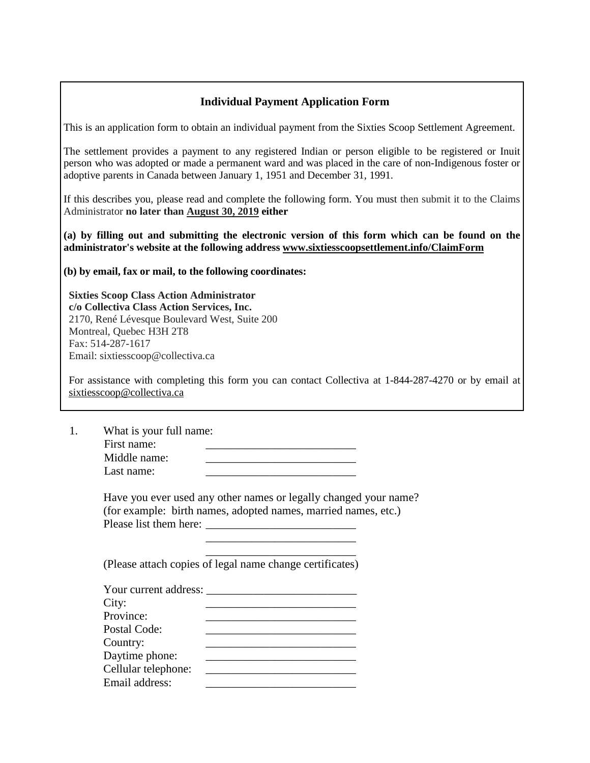## Individual Payment Application Form

This is an application form to obtain an individual payment from the Sixties Scoop Settlement Agreement.

The settlement provides a payment to any registered Indian or person eligible to be registered or Inuit person who was adopted or made a permanent ward and was placed in the care of non-Indigenous foster or adoptive parents in Canada between January 1, 1951 and December 31, 1991.

If this describes you, please read and complete the following form. You must then submit it to the Claims Administrator **no later than August 30, 2019 either**

**(a) by filling out and submitting the electronic version of this form which can be found on the administrator's website at the following address www.sixtiesscoopsettlement.info/ClaimForm**

**(b) by email, fax or mail, to the following coordinates:**

**Sixties Scoop Class Action Administrator**
**c/o Collectiva Class Action Services, Inc.**
2170, René Lévesque Boulevard West, Suite 200
Montreal, Quebec H3H 2T8
Fax: 514-287-1617
Email: sixtiesscoop@collectiva.ca

For assistance with completing this form you can contact Collectiva at 1-844-287-4270 or by email at sixtiesscoop@collectiva.ca

1. What is your full name:

   First name: ____________________________
   Middle name: ____________________________
   Last name: ____________________________

   Have you ever used any other names or legally changed your name?
   (for example: birth names, adopted names, married names, etc.)
   Please list them here: ____________________________
   ____________________________
   ____________________________
   (Please attach copies of legal name change certificates)

   Your current address: ____________________________
   City: ____________________________
   Province: ____________________________
   Postal Code: ____________________________
   Country: ____________________________
   Daytime phone: ____________________________
   Cellular telephone: ____________________________
   Email address: ____________________________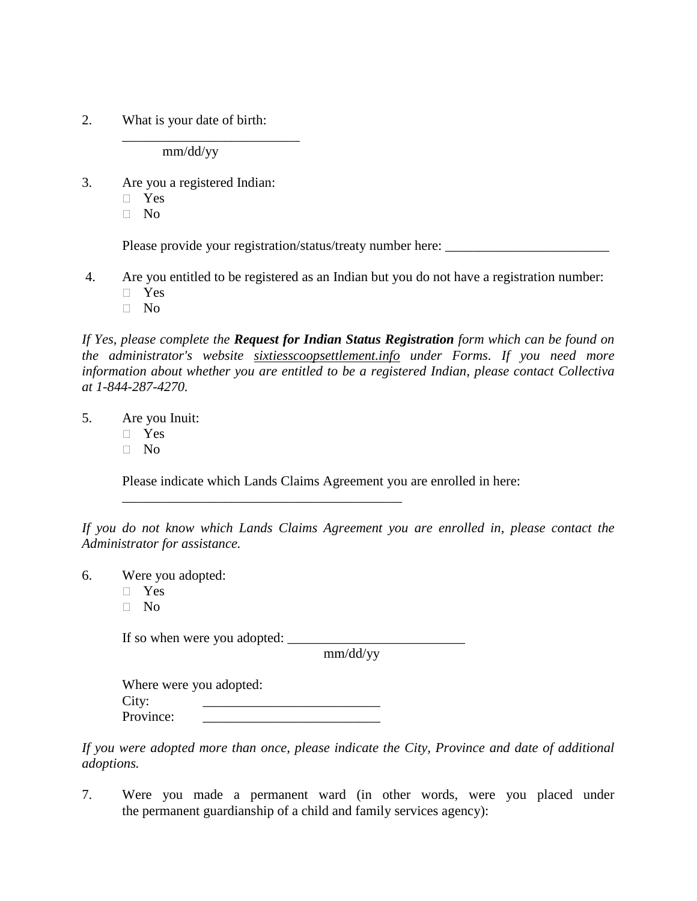2. What is your date of birth:

   _________________________
   mm/dd/yy

3. Are you a registered Indian:
   - ☐ Yes
   - ☐ No

   Please provide your registration/status/treaty number here: ________________________

4. Are you entitled to be registered as an Indian but you do not have a registration number:
   - ☐ Yes
   - ☐ No

*If Yes, please complete the **Request for Indian Status Registration** form which can be found on the administrator's website sixtiesscoopsettlement.info under Forms. If you need more information about whether you are entitled to be a registered Indian, please contact Collectiva at 1-844-287-4270.*

5. Are you Inuit:
   - ☐ Yes
   - ☐ No

   Please indicate which Lands Claims Agreement you are enrolled in here:

   ________________________________________

*If you do not know which Lands Claims Agreement you are enrolled in, please contact the Administrator for assistance.*

6. Were you adopted:
   - ☐ Yes
   - ☐ No

   If so when were you adopted: _________________________
   mm/dd/yy

   Where were you adopted:
   City: _________________________
   Province: _________________________

*If you were adopted more than once, please indicate the City, Province and date of additional adoptions.*

7. Were you made a permanent ward (in other words, were you placed under the permanent guardianship of a child and family services agency):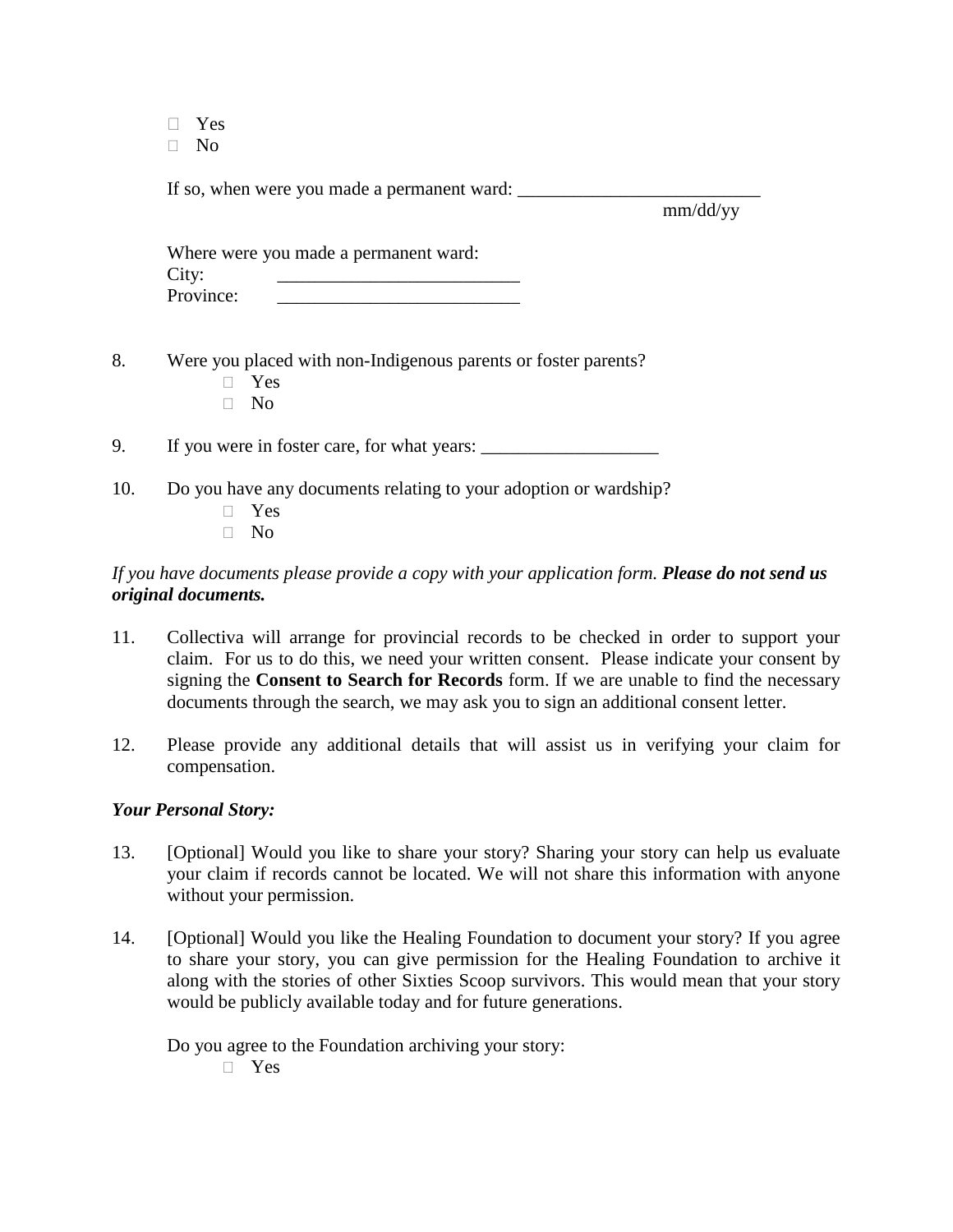- ☐ Yes
- ☐ No

If so, when were you made a permanent ward: ___________________________
mm/dd/yy

Where were you made a permanent ward:
City: ___________________________
Province: ___________________________

8. Were you placed with non-Indigenous parents or foster parents?
   - ☐ Yes
   - ☐ No

9. If you were in foster care, for what years: ____________________

10. Do you have any documents relating to your adoption or wardship?
    - ☐ Yes
    - ☐ No

*If you have documents please provide a copy with your application form.* ***Please do not send us original documents.***

11. Collectiva will arrange for provincial records to be checked in order to support your claim. For us to do this, we need your written consent. Please indicate your consent by signing the **Consent to Search for Records** form. If we are unable to find the necessary documents through the search, we may ask you to sign an additional consent letter.

12. Please provide any additional details that will assist us in verifying your claim for compensation.

***Your Personal Story:***

13. [Optional] Would you like to share your story? Sharing your story can help us evaluate your claim if records cannot be located. We will not share this information with anyone without your permission.

14. [Optional] Would you like the Healing Foundation to document your story? If you agree to share your story, you can give permission for the Healing Foundation to archive it along with the stories of other Sixties Scoop survivors. This would mean that your story would be publicly available today and for future generations.

    Do you agree to the Foundation archiving your story:
    - ☐ Yes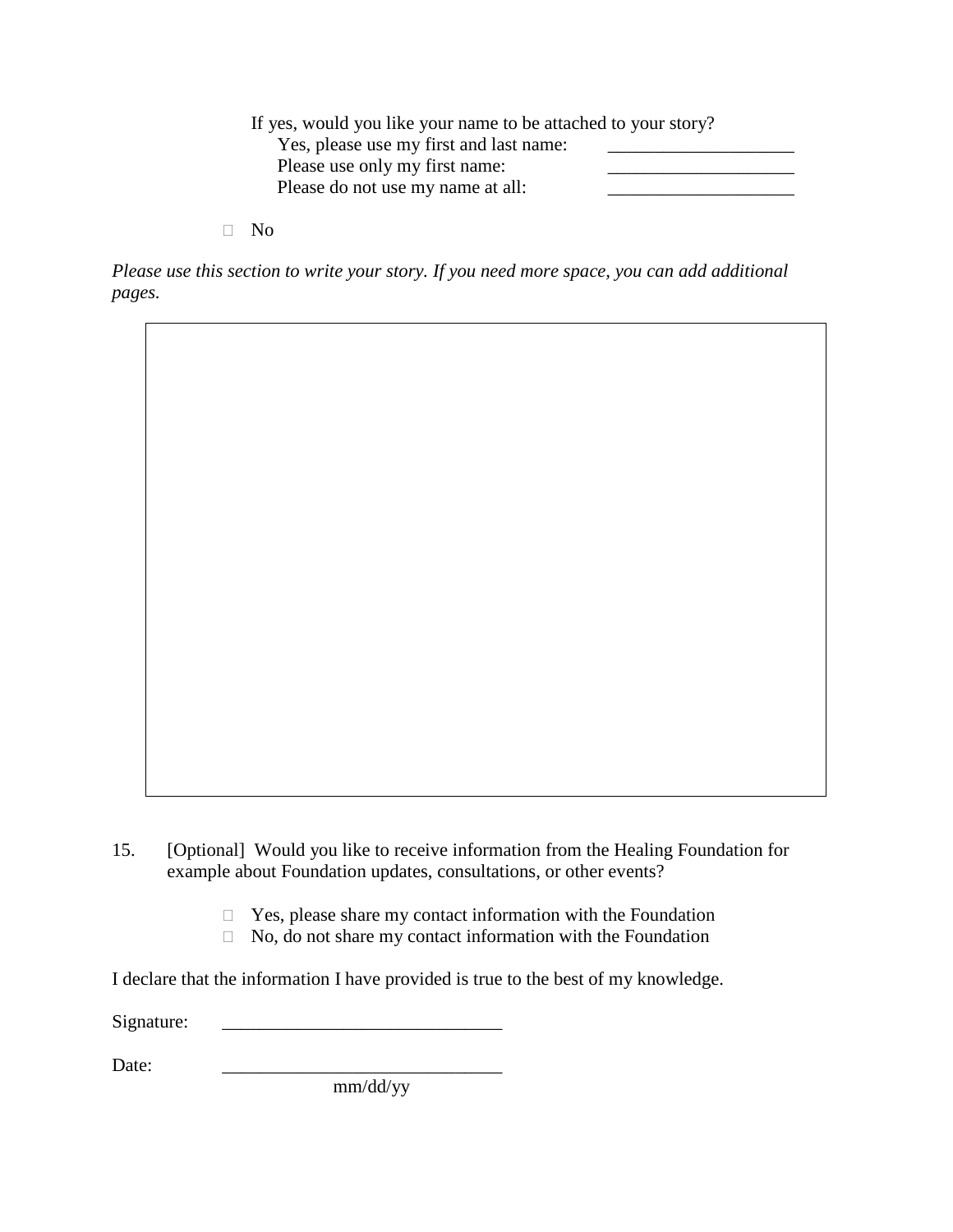If yes, would you like your name to be attached to your story?

Yes, please use my first and last name: ____________________

Please use only my first name: ____________________

Please do not use my name at all: ____________________

- ☐ No

*Please use this section to write your story. If you need more space, you can add additional pages.*

| |
|---|
| |

15. [Optional] Would you like to receive information from the Healing Foundation for example about Foundation updates, consultations, or other events?

    - ☐ Yes, please share my contact information with the Foundation
    - ☐ No, do not share my contact information with the Foundation

I declare that the information I have provided is true to the best of my knowledge.

Signature: ______________________________

Date: ______________________________
mm/dd/yy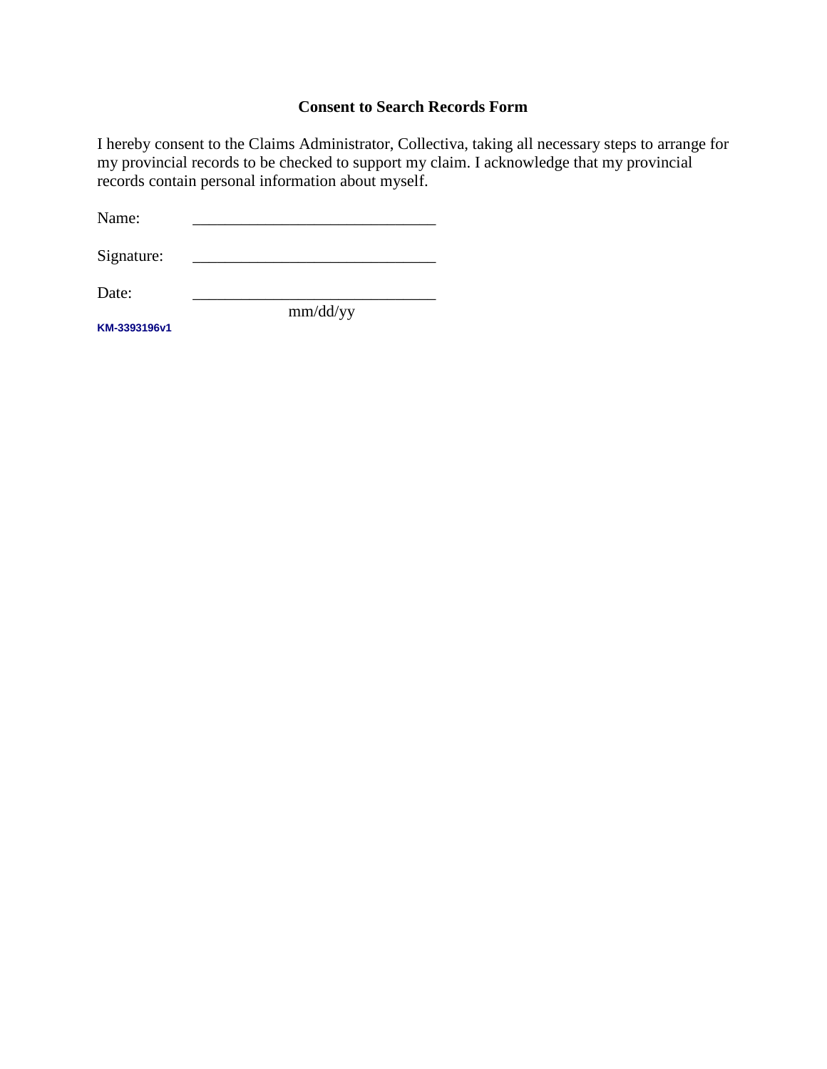**Consent to Search Records Form**

I hereby consent to the Claims Administrator, Collectiva, taking all necessary steps to arrange for my provincial records to be checked to support my claim. I acknowledge that my provincial records contain personal information about myself.

Name: ______________________________

Signature: ______________________________

Date: ______________________________
mm/dd/yy

KM-3393196v1